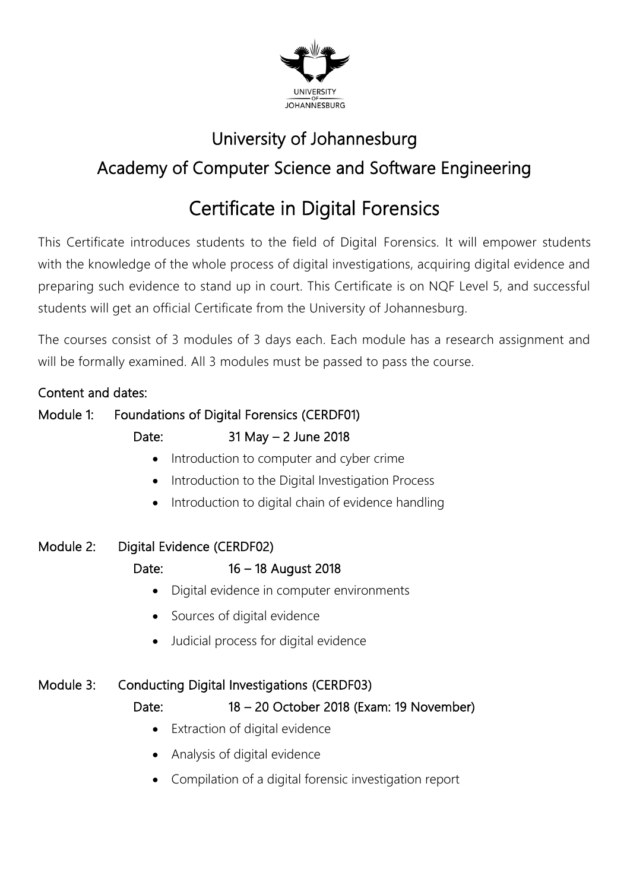# University of Johannesburg

## Academy of Computer Science and Software Engineering

# Certificate in Digital Forensics

This Certificate introduces students to the field of Digital Forensics. It will empower students with the knowledge of the whole process of digital investigations, acquiring digital evidence and preparing such evidence to stand up in court. This Certificate is on NQF Level 5, and successful students will get an official Certificate from the University of Johannesburg.

The courses consist of 3 modules of 3 days each. Each module has a research assignment and will be formally examined. All 3 modules must be passed to pass the course.

### Content and dates:

**Module 1: Foundations of Digital Forensics (CERDF01)**

**Date: 31 May – 2 June 2018**

- Introduction to computer and cyber crime
- Introduction to the Digital Investigation Process
- Introduction to digital chain of evidence handling

**Module 2: Digital Evidence (CERDF02)**

**Date: 16 – 18 August 2018**

- Digital evidence in computer environments
- Sources of digital evidence
- Judicial process for digital evidence

**Module 3: Conducting Digital Investigations (CERDF03)**

**Date: 18 – 20 October 2018 (Exam: 19 November)**

- Extraction of digital evidence
- Analysis of digital evidence
- Compilation of a digital forensic investigation report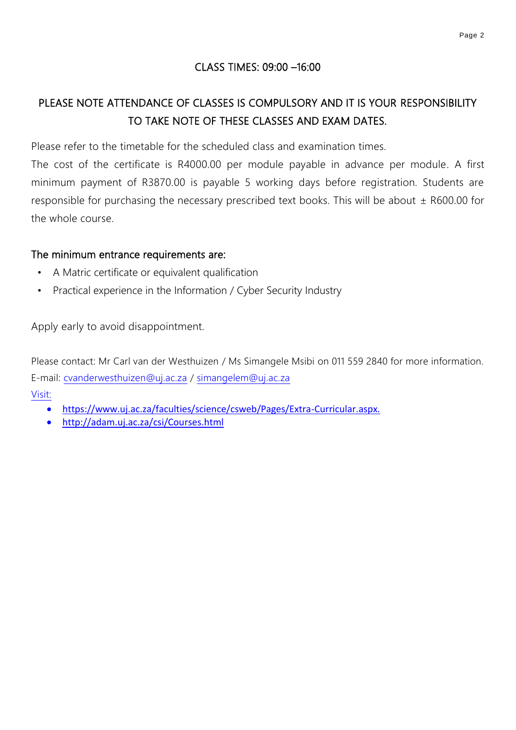## CLASS TIMES: 09:00 –16:00

## PLEASE NOTE ATTENDANCE OF CLASSES IS COMPULSORY AND IT IS YOUR RESPONSIBILITY TO TAKE NOTE OF THESE CLASSES AND EXAM DATES.

Please refer to the timetable for the scheduled class and examination times.
The cost of the certificate is R4000.00 per module payable in advance per module. A first minimum payment of R3870.00 is payable 5 working days before registration. Students are responsible for purchasing the necessary prescribed text books. This will be about ± R600.00 for the whole course.

### The minimum entrance requirements are:

- A Matric certificate or equivalent qualification
- Practical experience in the Information / Cyber Security Industry

Apply early to avoid disappointment.

Please contact: Mr Carl van der Westhuizen / Ms Simangele Msibi on 011 559 2840 for more information.
E-mail: cvanderwesthuizen@uj.ac.za / simangelem@uj.ac.za
Visit:

- https://www.uj.ac.za/faculties/science/csweb/Pages/Extra-Curricular.aspx.
- http://adam.uj.ac.za/csi/Courses.html